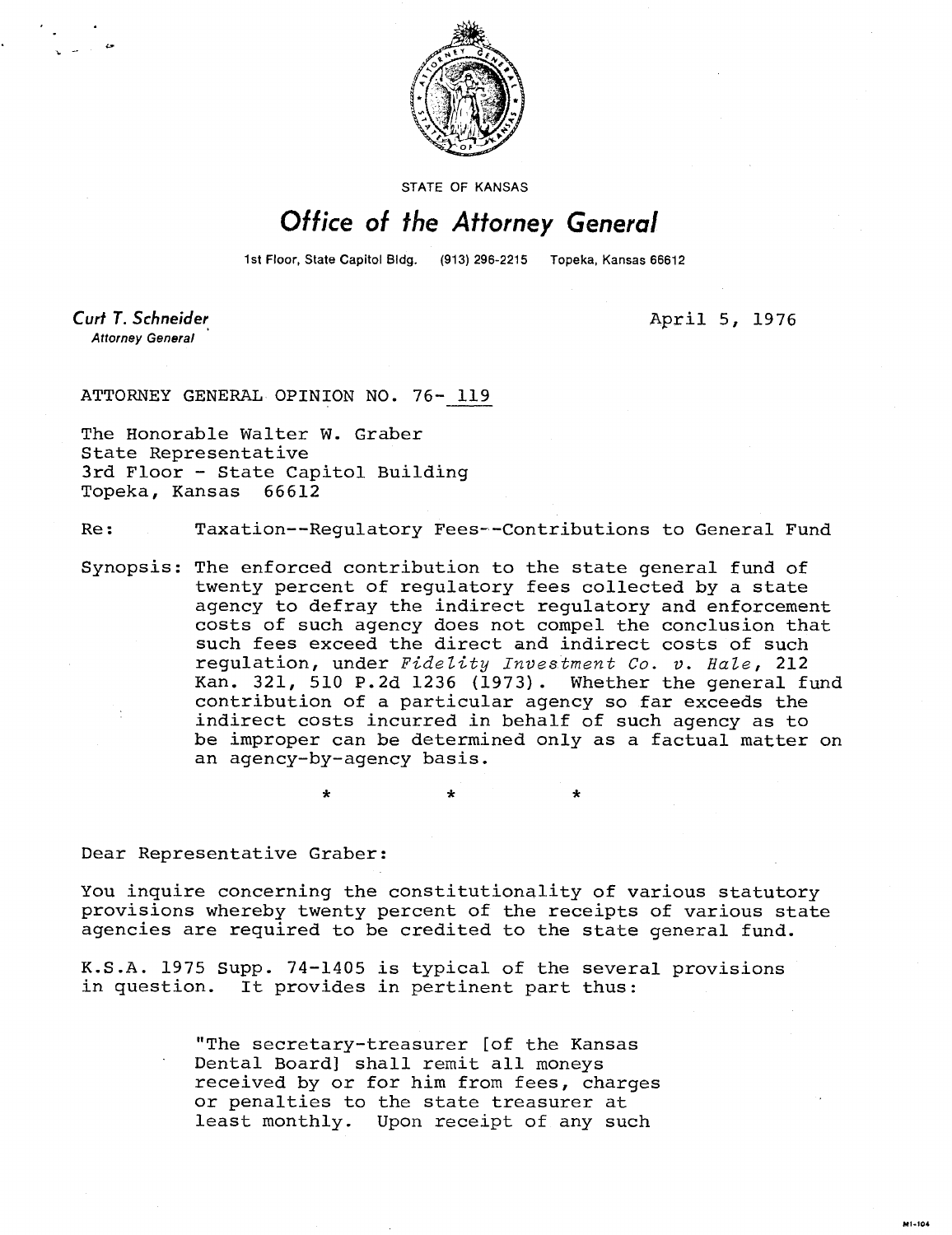STATE OF KANSAS

# Office of the Attorney General

1st Floor, State Capitol Bldg. (913) 296-2215 Topeka, Kansas 66612

**Curt T. Schneider**
*Attorney General*

April 5, 1976

ATTORNEY GENERAL OPINION NO. 76- 119

The Honorable Walter W. Graber
State Representative
3rd Floor - State Capitol Building
Topeka, Kansas 66612

Re: Taxation--Regulatory Fees--Contributions to General Fund

Synopsis: The enforced contribution to the state general fund of twenty percent of regulatory fees collected by a state agency to defray the indirect regulatory and enforcement costs of such agency does not compel the conclusion that such fees exceed the direct and indirect costs of such regulation, under *Fidelity Investment Co. v. Hale*, 212 Kan. 321, 510 P.2d 1236 (1973). Whether the general fund contribution of a particular agency so far exceeds the indirect costs incurred in behalf of such agency as to be improper can be determined only as a factual matter on an agency-by-agency basis.

\* \* \*

Dear Representative Graber:

You inquire concerning the constitutionality of various statutory provisions whereby twenty percent of the receipts of various state agencies are required to be credited to the state general fund.

K.S.A. 1975 Supp. 74-1405 is typical of the several provisions in question. It provides in pertinent part thus:

> "The secretary-treasurer [of the Kansas Dental Board] shall remit all moneys received by or for him from fees, charges or penalties to the state treasurer at least monthly. Upon receipt of any such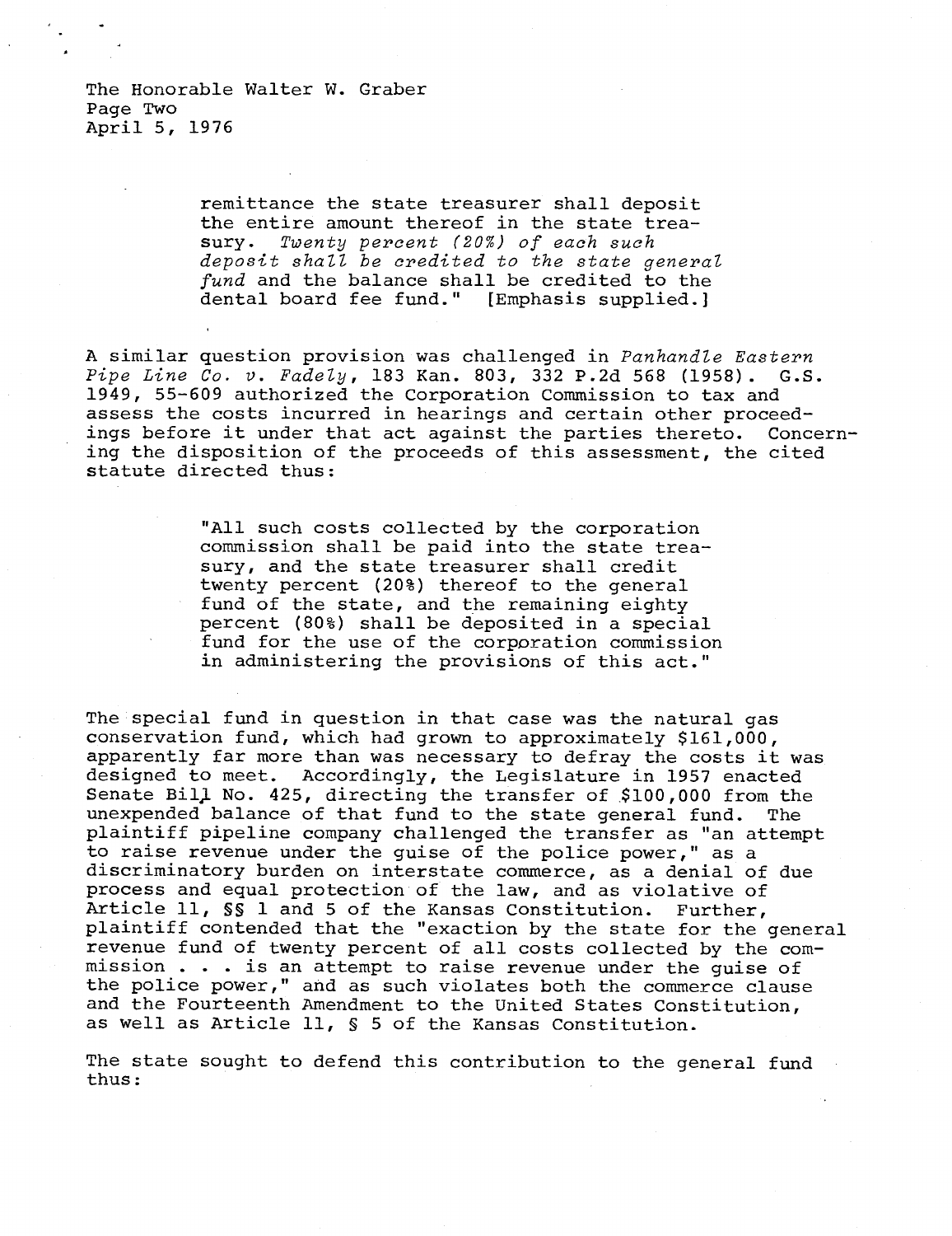> remittance the state treasurer shall deposit the entire amount thereof in the state treasury. *Twenty percent (20%) of each such deposit shall be credited to the state general fund* and the balance shall be credited to the dental board fee fund." [Emphasis supplied.]

A similar question provision was challenged in *Panhandle Eastern Pipe Line Co. v. Fadely*, 183 Kan. 803, 332 P.2d 568 (1958). G.S. 1949, 55-609 authorized the Corporation Commission to tax and assess the costs incurred in hearings and certain other proceedings before it under that act against the parties thereto. Concerning the disposition of the proceeds of this assessment, the cited statute directed thus:

> "All such costs collected by the corporation commission shall be paid into the state treasury, and the state treasurer shall credit twenty percent (20%) thereof to the general fund of the state, and the remaining eighty percent (80%) shall be deposited in a special fund for the use of the corporation commission in administering the provisions of this act."

The special fund in question in that case was the natural gas conservation fund, which had grown to approximately $161,000, apparently far more than was necessary to defray the costs it was designed to meet. Accordingly, the Legislature in 1957 enacted Senate Bill No. 425, directing the transfer of $100,000 from the unexpended balance of that fund to the state general fund. The plaintiff pipeline company challenged the transfer as "an attempt to raise revenue under the guise of the police power," as a discriminatory burden on interstate commerce, as a denial of due process and equal protection of the law, and as violative of Article 11, §§ 1 and 5 of the Kansas Constitution. Further, plaintiff contended that the "exaction by the state for the general revenue fund of twenty percent of all costs collected by the commission . . . is an attempt to raise revenue under the guise of the police power," and as such violates both the commerce clause and the Fourteenth Amendment to the United States Constitution, as well as Article 11, § 5 of the Kansas Constitution.

The state sought to defend this contribution to the general fund thus: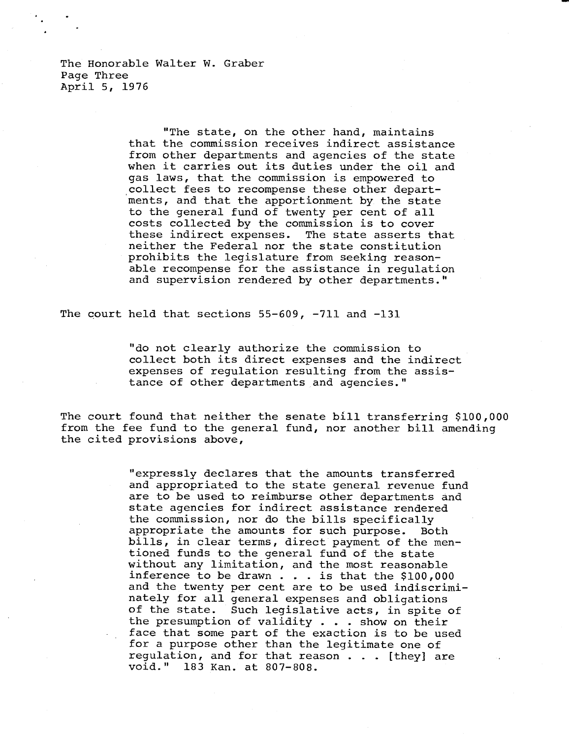The Honorable Walter W. Graber
Page Three
April 5, 1976

> "The state, on the other hand, maintains that the commission receives indirect assistance from other departments and agencies of the state when it carries out its duties under the oil and gas laws, that the commission is empowered to collect fees to recompense these other departments, and that the apportionment by the state to the general fund of twenty per cent of all costs collected by the commission is to cover these indirect expenses. The state asserts that neither the Federal nor the state constitution prohibits the legislature from seeking reasonable recompense for the assistance in regulation and supervision rendered by other departments."

The court held that sections 55-609, -711 and -131

> "do not clearly authorize the commission to collect both its direct expenses and the indirect expenses of regulation resulting from the assistance of other departments and agencies."

The court found that neither the senate bill transferring $100,000 from the fee fund to the general fund, nor another bill amending the cited provisions above,

> "expressly declares that the amounts transferred and appropriated to the state general revenue fund are to be used to reimburse other departments and state agencies for indirect assistance rendered the commission, nor do the bills specifically appropriate the amounts for such purpose. Both bills, in clear terms, direct payment of the mentioned funds to the general fund of the state without any limitation, and the most reasonable inference to be drawn . . . is that the $100,000 and the twenty per cent are to be used indiscriminately for all general expenses and obligations of the state. Such legislative acts, in spite of the presumption of validity . . . show on their face that some part of the exaction is to be used for a purpose other than the legitimate one of regulation, and for that reason . . . [they] are void." 183 Kan. at 807-808.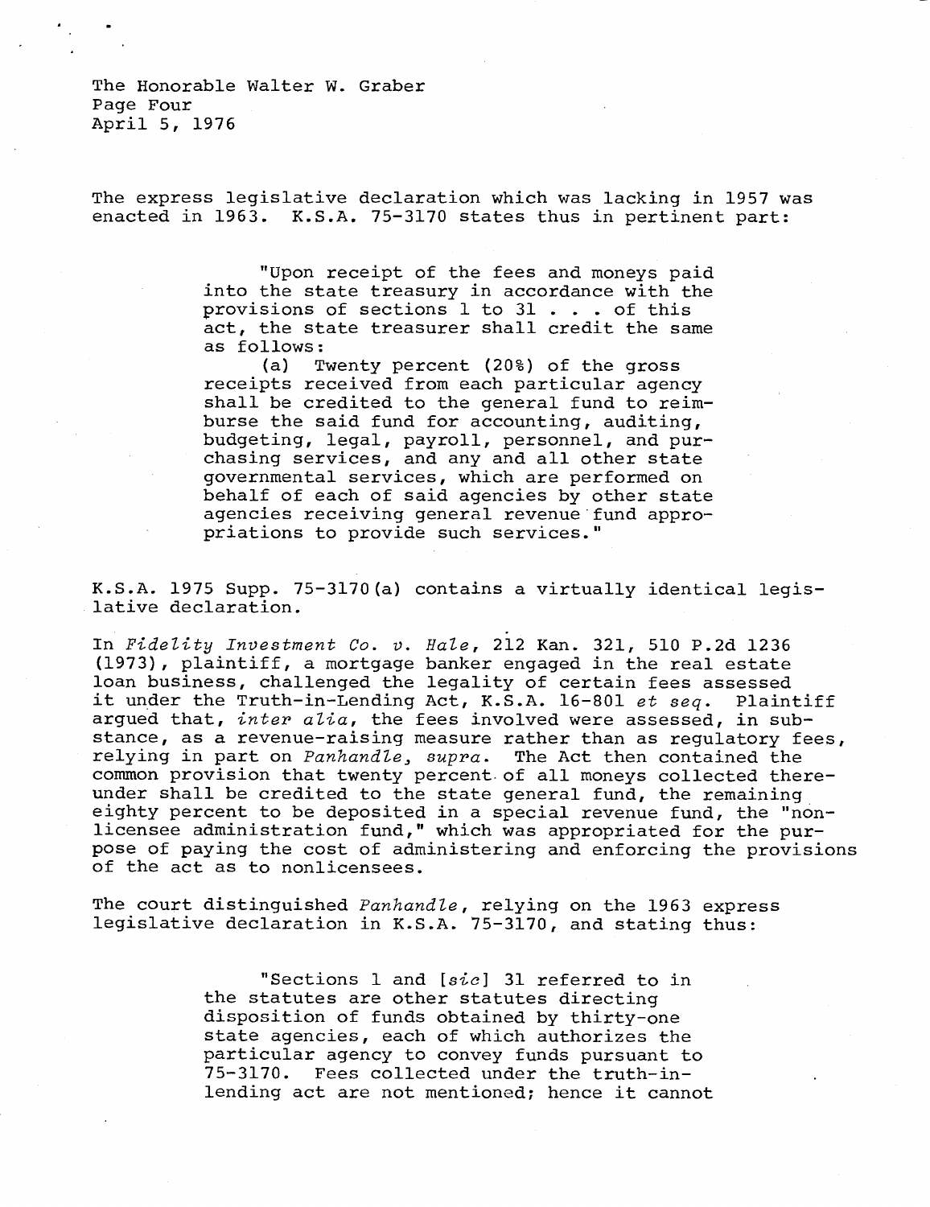The express legislative declaration which was lacking in 1957 was enacted in 1963. K.S.A. 75-3170 states thus in pertinent part:

> "Upon receipt of the fees and moneys paid into the state treasury in accordance with the provisions of sections 1 to 31 . . . of this act, the state treasurer shall credit the same as follows:
>
> (a) Twenty percent (20%) of the gross receipts received from each particular agency shall be credited to the general fund to reimburse the said fund for accounting, auditing, budgeting, legal, payroll, personnel, and purchasing services, and any and all other state governmental services, which are performed on behalf of each of said agencies by other state agencies receiving general revenue fund appropriations to provide such services."

K.S.A. 1975 Supp. 75-3170(a) contains a virtually identical legislative declaration.

In *Fidelity Investment Co. v. Hale*, 212 Kan. 321, 510 P.2d 1236 (1973), plaintiff, a mortgage banker engaged in the real estate loan business, challenged the legality of certain fees assessed it under the Truth-in-Lending Act, K.S.A. 16-801 *et seq*. Plaintiff argued that, *inter alia*, the fees involved were assessed, in substance, as a revenue-raising measure rather than as regulatory fees, relying in part on *Panhandle, supra*. The Act then contained the common provision that twenty percent of all moneys collected thereunder shall be credited to the state general fund, the remaining eighty percent to be deposited in a special revenue fund, the "nonlicensee administration fund," which was appropriated for the purpose of paying the cost of administering and enforcing the provisions of the act as to nonlicensees.

The court distinguished *Panhandle*, relying on the 1963 express legislative declaration in K.S.A. 75-3170, and stating thus:

> "Sections 1 and [*sic*] 31 referred to in the statutes are other statutes directing disposition of funds obtained by thirty-one state agencies, each of which authorizes the particular agency to convey funds pursuant to 75-3170. Fees collected under the truth-in-lending act are not mentioned; hence it cannot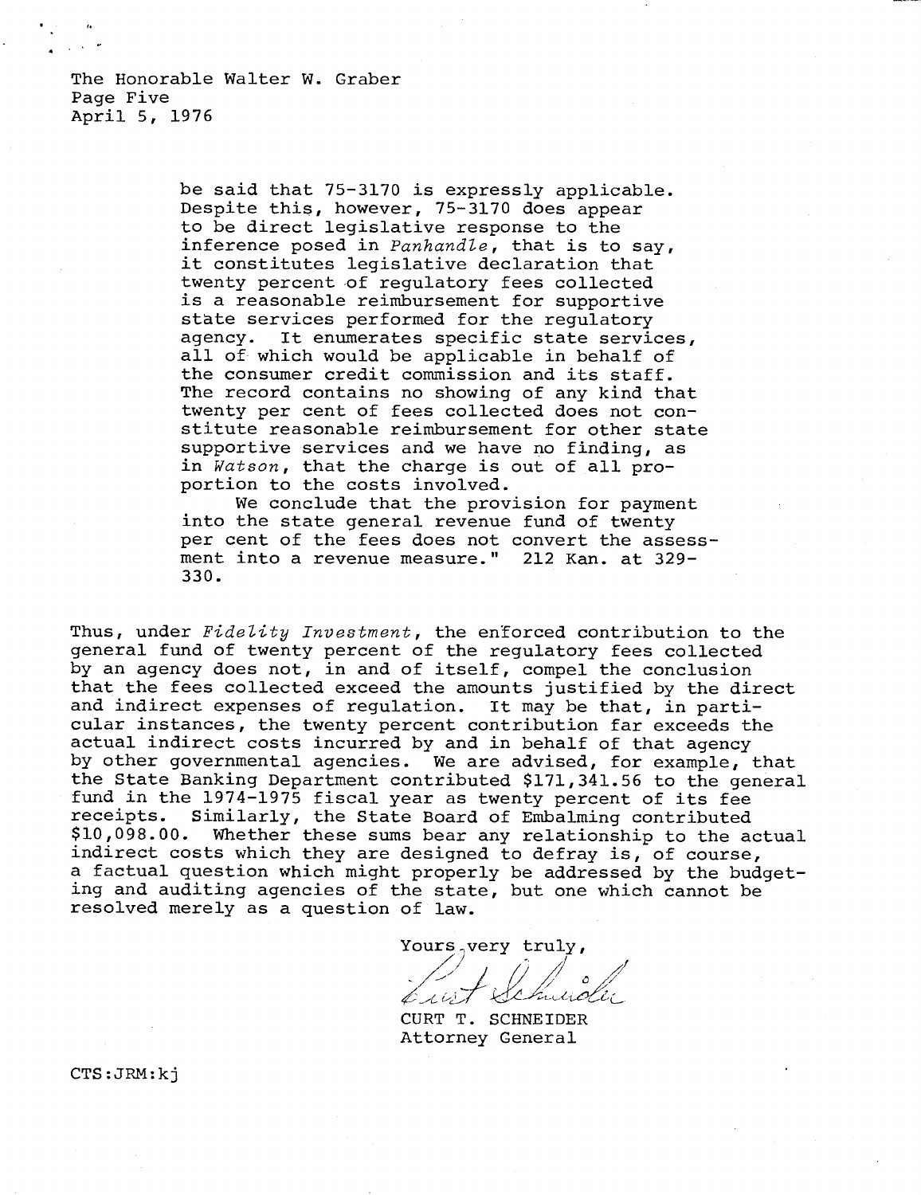The Honorable Walter W. Graber
Page Five
April 5, 1976

> be said that 75-3170 is expressly applicable. Despite this, however, 75-3170 does appear to be direct legislative response to the inference posed in *Panhandle*, that is to say, it constitutes legislative declaration that twenty percent of regulatory fees collected is a reasonable reimbursement for supportive state services performed for the regulatory agency. It enumerates specific state services, all of which would be applicable in behalf of the consumer credit commission and its staff. The record contains no showing of any kind that twenty per cent of fees collected does not constitute reasonable reimbursement for other state supportive services and we have no finding, as in *Watson*, that the charge is out of all proportion to the costs involved.
>
> We conclude that the provision for payment into the state general revenue fund of twenty per cent of the fees does not convert the assessment into a revenue measure." 212 Kan. at 329-330.

Thus, under *Fidelity Investment*, the enforced contribution to the general fund of twenty percent of the regulatory fees collected by an agency does not, in and of itself, compel the conclusion that the fees collected exceed the amounts justified by the direct and indirect expenses of regulation. It may be that, in particular instances, the twenty percent contribution far exceeds the actual indirect costs incurred by and in behalf of that agency by other governmental agencies. We are advised, for example, that the State Banking Department contributed $171,341.56 to the general fund in the 1974-1975 fiscal year as twenty percent of its fee receipts. Similarly, the State Board of Embalming contributed $10,098.00. Whether these sums bear any relationship to the actual indirect costs which they are designed to defray is, of course, a factual question which might properly be addressed by the budgeting and auditing agencies of the state, but one which cannot be resolved merely as a question of law.

Yours very truly,

CURT T. SCHNEIDER
Attorney General

CTS:JRM:kj